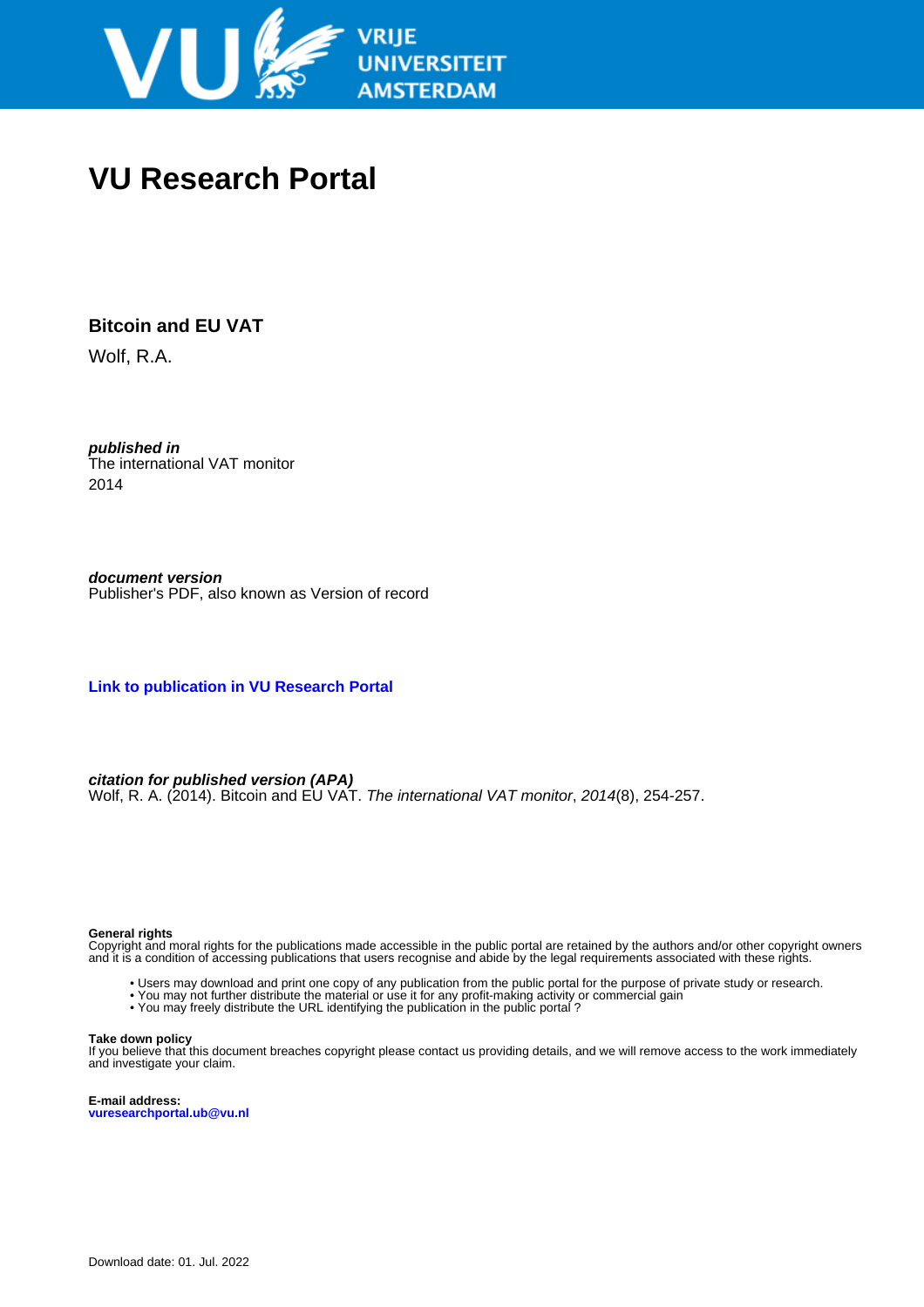# VU Research Portal

## Bitcoin and EU VAT

Wolf, R.A.

***published in***
The international VAT monitor
2014

***document version***
Publisher's PDF, also known as Version of record

**Link to publication in VU Research Portal**

***citation for published version (APA)***
Wolf, R. A. (2014). Bitcoin and EU VAT. *The international VAT monitor*, *2014*(8), 254-257.

**General rights**
Copyright and moral rights for the publications made accessible in the public portal are retained by the authors and/or other copyright owners and it is a condition of accessing publications that users recognise and abide by the legal requirements associated with these rights.

- Users may download and print one copy of any publication from the public portal for the purpose of private study or research.
- You may not further distribute the material or use it for any profit-making activity or commercial gain
- You may freely distribute the URL identifying the publication in the public portal ?

**Take down policy**
If you believe that this document breaches copyright please contact us providing details, and we will remove access to the work immediately and investigate your claim.

**E-mail address:**
**vuresearchportal.ub@vu.nl**

Download date: 01. Jul. 2022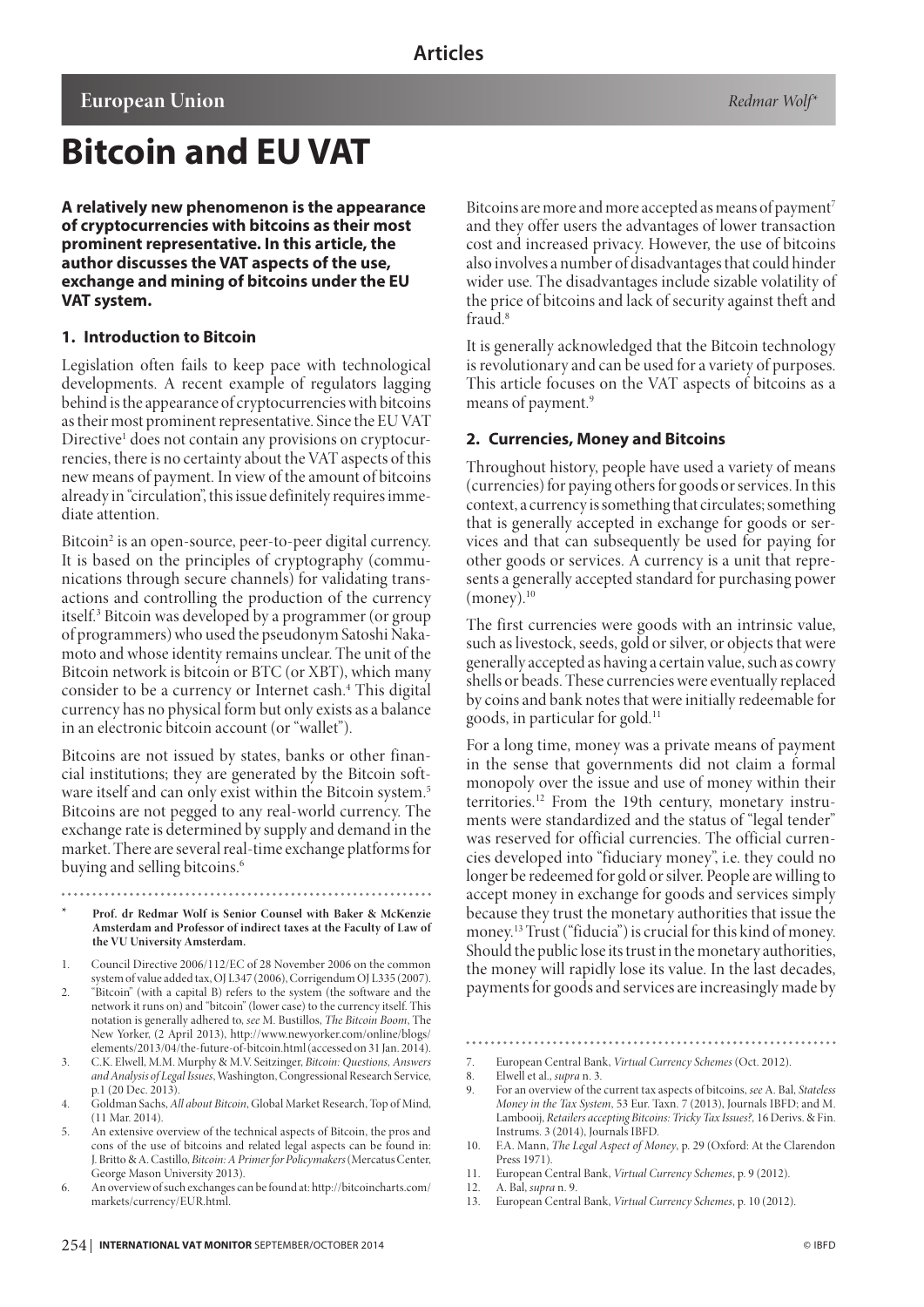**Articles**

**European Union**

*Redmar Wolf**

# Bitcoin and EU VAT

**A relatively new phenomenon is the appearance of cryptocurrencies with bitcoins as their most prominent representative. In this article, the author discusses the VAT aspects of the use, exchange and mining of bitcoins under the EU VAT system.**

## 1. Introduction to Bitcoin

Legislation often fails to keep pace with technological developments. A recent example of regulators lagging behind is the appearance of cryptocurrencies with bitcoins as their most prominent representative. Since the EU VAT Directive[1] does not contain any provisions on cryptocurrencies, there is no certainty about the VAT aspects of this new means of payment. In view of the amount of bitcoins already in "circulation", this issue definitely requires immediate attention.

Bitcoin[2] is an open-source, peer-to-peer digital currency. It is based on the principles of cryptography (communications through secure channels) for validating transactions and controlling the production of the currency itself.[3] Bitcoin was developed by a programmer (or group of programmers) who used the pseudonym Satoshi Nakamoto and whose identity remains unclear. The unit of the Bitcoin network is bitcoin or BTC (or XBT), which many consider to be a currency or Internet cash.[4] This digital currency has no physical form but only exists as a balance in an electronic bitcoin account (or "wallet").

Bitcoins are not issued by states, banks or other financial institutions; they are generated by the Bitcoin software itself and can only exist within the Bitcoin system.[5] Bitcoins are not pegged to any real-world currency. The exchange rate is determined by supply and demand in the market. There are several real-time exchange platforms for buying and selling bitcoins.[6]

Bitcoins are more and more accepted as means of payment[7] and they offer users the advantages of lower transaction cost and increased privacy. However, the use of bitcoins also involves a number of disadvantages that could hinder wider use. The disadvantages include sizable volatility of the price of bitcoins and lack of security against theft and fraud.[8]

It is generally acknowledged that the Bitcoin technology is revolutionary and can be used for a variety of purposes. This article focuses on the VAT aspects of bitcoins as a means of payment.[9]

## 2. Currencies, Money and Bitcoins

Throughout history, people have used a variety of means (currencies) for paying others for goods or services. In this context, a currency is something that circulates; something that is generally accepted in exchange for goods or services and that can subsequently be used for paying for other goods or services. A currency is a unit that represents a generally accepted standard for purchasing power (money).[10]

The first currencies were goods with an intrinsic value, such as livestock, seeds, gold or silver, or objects that were generally accepted as having a certain value, such as cowry shells or beads. These currencies were eventually replaced by coins and bank notes that were initially redeemable for goods, in particular for gold.[11]

For a long time, money was a private means of payment in the sense that governments did not claim a formal monopoly over the issue and use of money within their territories.[12] From the 19th century, monetary instruments were standardized and the status of "legal tender" was reserved for official currencies. The official currencies developed into "fiduciary money", i.e. they could no longer be redeemed for gold or silver. People are willing to accept money in exchange for goods and services simply because they trust the monetary authorities that issue the money.[13] Trust ("fiducia") is crucial for this kind of money. Should the public lose its trust in the monetary authorities, the money will rapidly lose its value. In the last decades, payments for goods and services are increasingly made by

---

\* **Prof. dr Redmar Wolf is Senior Counsel with Baker & McKenzie Amsterdam and Professor of indirect taxes at the Faculty of Law of the VU University Amsterdam.**

1. Council Directive 2006/112/EC of 28 November 2006 on the common system of value added tax, OJ L347 (2006), Corrigendum OJ L335 (2007).
2. "Bitcoin" (with a capital B) refers to the system (the software and the network it runs on) and "bitcoin" (lower case) to the currency itself. This notation is generally adhered to, *see* M. Bustillos, *The Bitcoin Boom*, The New Yorker, (2 April 2013), http://www.newyorker.com/online/blogs/elements/2013/04/the-future-of-bitcoin.html (accessed on 31 Jan. 2014).
3. C.K. Elwell, M.M. Murphy & M.V. Seitzinger, *Bitcoin: Questions, Answers and Analysis of Legal Issues*, Washington, Congressional Research Service, p.1 (20 Dec. 2013).
4. Goldman Sachs, *All about Bitcoin*, Global Market Research, Top of Mind, (11 Mar. 2014).
5. An extensive overview of the technical aspects of Bitcoin, the pros and cons of the use of bitcoins and related legal aspects can be found in: J. Britto & A. Castillo, *Bitcoin: A Primer for Policymakers* (Mercatus Center, George Mason University 2013).
6. An overview of such exchanges can be found at: http://bitcoincharts.com/markets/currency/EUR.html.
7. European Central Bank, *Virtual Currency Schemes* (Oct. 2012).
8. Elwell et al., *supra* n. 3.
9. For an overview of the current tax aspects of bitcoins, *see* A. Bal, *Stateless Money in the Tax System*, 53 Eur. Taxn. 7 (2013), Journals IBFD; and M. Lambooij, *Retailers accepting Bitcoins: Tricky Tax Issues?*, 16 Derivs. & Fin. Instrums. 3 (2014), Journals IBFD.
10. F.A. Mann, *The Legal Aspect of Money*, p. 29 (Oxford: At the Clarendon Press 1971).
11. European Central Bank, *Virtual Currency Schemes*, p. 9 (2012).
12. A. Bal, *supra* n. 9.
13. European Central Bank, *Virtual Currency Schemes*, p. 10 (2012).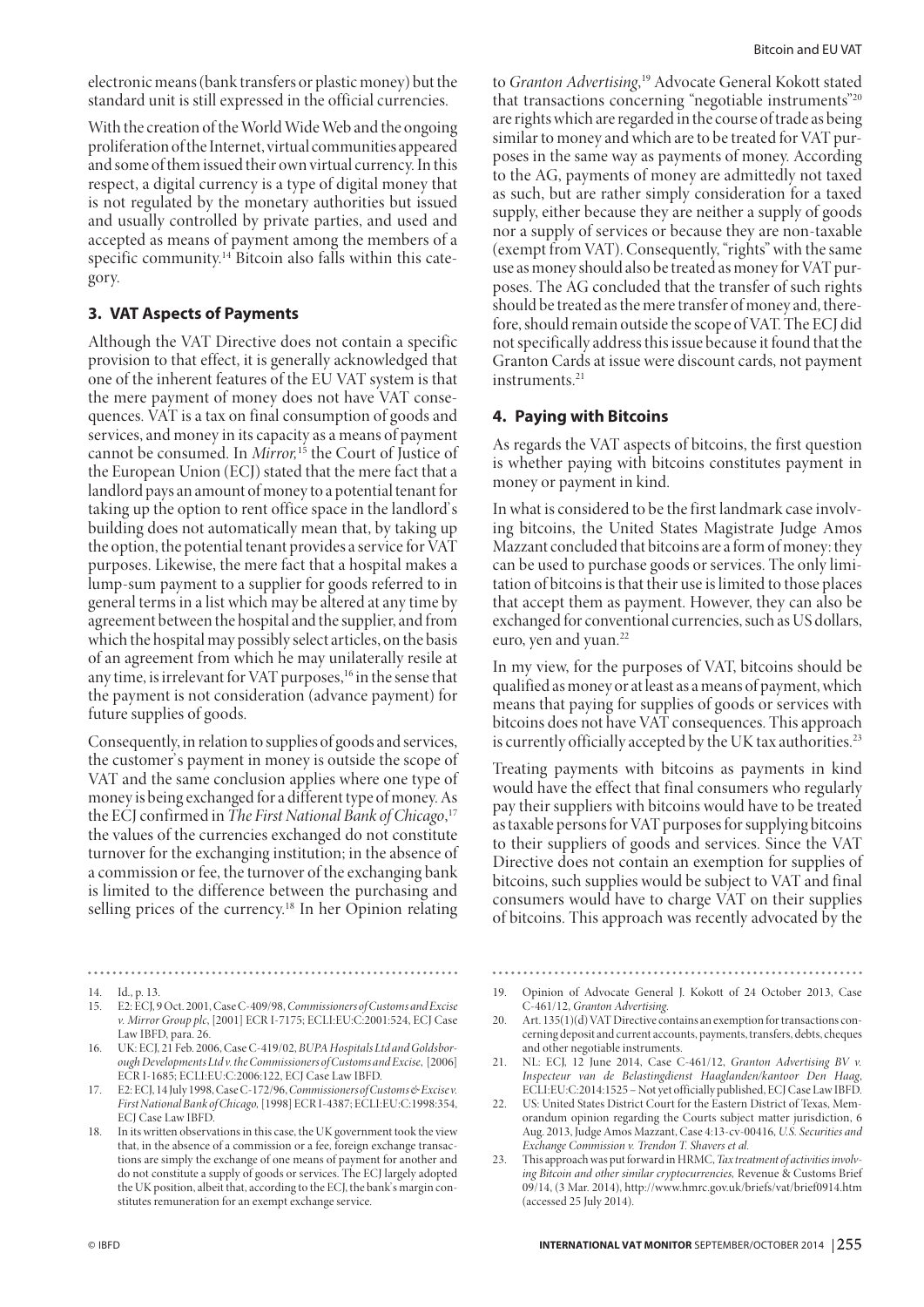electronic means (bank transfers or plastic money) but the standard unit is still expressed in the official currencies.

With the creation of the World Wide Web and the ongoing proliferation of the Internet, virtual communities appeared and some of them issued their own virtual currency. In this respect, a digital currency is a type of digital money that is not regulated by the monetary authorities but issued and usually controlled by private parties, and used and accepted as means of payment among the members of a specific community.[14] Bitcoin also falls within this category.

## 3. VAT Aspects of Payments

Although the VAT Directive does not contain a specific provision to that effect, it is generally acknowledged that one of the inherent features of the EU VAT system is that the mere payment of money does not have VAT consequences. VAT is a tax on final consumption of goods and services, and money in its capacity as a means of payment cannot be consumed. In *Mirror*,[15] the Court of Justice of the European Union (ECJ) stated that the mere fact that a landlord pays an amount of money to a potential tenant for taking up the option to rent office space in the landlord's building does not automatically mean that, by taking up the option, the potential tenant provides a service for VAT purposes. Likewise, the mere fact that a hospital makes a lump-sum payment to a supplier for goods referred to in general terms in a list which may be altered at any time by agreement between the hospital and the supplier, and from which the hospital may possibly select articles, on the basis of an agreement from which he may unilaterally resile at any time, is irrelevant for VAT purposes,[16] in the sense that the payment is not consideration (advance payment) for future supplies of goods.

Consequently, in relation to supplies of goods and services, the customer's payment in money is outside the scope of VAT and the same conclusion applies where one type of money is being exchanged for a different type of money. As the ECJ confirmed in *The First National Bank of Chicago*,[17] the values of the currencies exchanged do not constitute turnover for the exchanging institution; in the absence of a commission or fee, the turnover of the exchanging bank is limited to the difference between the purchasing and selling prices of the currency.[18] In her Opinion relating to *Granton Advertising*,[19] Advocate General Kokott stated that transactions concerning "negotiable instruments"[20] are rights which are regarded in the course of trade as being similar to money and which are to be treated for VAT purposes in the same way as payments of money. According to the AG, payments of money are admittedly not taxed as such, but are rather simply consideration for a taxed supply, either because they are neither a supply of goods nor a supply of services or because they are non-taxable (exempt from VAT). Consequently, "rights" with the same use as money should also be treated as money for VAT purposes. The AG concluded that the transfer of such rights should be treated as the mere transfer of money and, therefore, should remain outside the scope of VAT. The ECJ did not specifically address this issue because it found that the Granton Cards at issue were discount cards, not payment instruments.[21]

## 4. Paying with Bitcoins

As regards the VAT aspects of bitcoins, the first question is whether paying with bitcoins constitutes payment in money or payment in kind.

In what is considered to be the first landmark case involving bitcoins, the United States Magistrate Judge Amos Mazzant concluded that bitcoins are a form of money: they can be used to purchase goods or services. The only limitation of bitcoins is that their use is limited to those places that accept them as payment. However, they can also be exchanged for conventional currencies, such as US dollars, euro, yen and yuan.[22]

In my view, for the purposes of VAT, bitcoins should be qualified as money or at least as a means of payment, which means that paying for supplies of goods or services with bitcoins does not have VAT consequences. This approach is currently officially accepted by the UK tax authorities.[23]

Treating payments with bitcoins as payments in kind would have the effect that final consumers who regularly pay their suppliers with bitcoins would have to be treated as taxable persons for VAT purposes for supplying bitcoins to their suppliers of goods and services. Since the VAT Directive does not contain an exemption for supplies of bitcoins, such supplies would be subject to VAT and final consumers would have to charge VAT on their supplies of bitcoins. This approach was recently advocated by the

---

14. Id., p. 13.
15. E2: ECJ, 9 Oct. 2001, Case C-409/98, *Commissioners of Customs and Excise v. Mirror Group plc*, [2001] ECR I-7175; ECLI:EU:C:2001:524, ECJ Case Law IBFD, para. 26.
16. UK: ECJ, 21 Feb. 2006, Case C-419/02, *BUPA Hospitals Ltd and Goldsborough Developments Ltd v. the Commissioners of Customs and Excise*, [2006] ECR I-1685; ECLI:EU:C:2006:122, ECJ Case Law IBFD.
17. E2: ECJ, 14 July 1998, Case C-172/96, *Commissioners of Customs & Excise v. First National Bank of Chicago*, [1998] ECR I-4387; ECLI:EU:C:1998:354, ECJ Case Law IBFD.
18. In its written observations in this case, the UK government took the view that, in the absence of a commission or a fee, foreign exchange transactions are simply the exchange of one means of payment for another and do not constitute a supply of goods or services. The ECJ largely adopted the UK position, albeit that, according to the ECJ, the bank's margin constitutes remuneration for an exempt exchange service.
19. Opinion of Advocate General J. Kokott of 24 October 2013, Case C-461/12, *Granton Advertising*.
20. Art. 135(1)(d) VAT Directive contains an exemption for transactions concerning deposit and current accounts, payments, transfers, debts, cheques and other negotiable instruments.
21. NL: ECJ, 12 June 2014, Case C-461/12, *Granton Advertising BV v. Inspecteur van de Belastingdienst Haaglanden/kantoor Den Haag*, ECLI:EU:C:2014:1525 – Not yet officially published, ECJ Case Law IBFD.
22. US: United States District Court for the Eastern District of Texas, Memorandum opinion regarding the Courts subject matter jurisdiction, 6 Aug. 2013, Judge Amos Mazzant, Case 4:13-cv-00416, *U.S. Securities and Exchange Commission v. Trendon T. Shavers et al.*
23. This approach was put forward in HRMC, *Tax treatment of activities involving Bitcoin and other similar cryptocurrencies*, Revenue & Customs Brief 09/14, (3 Mar. 2014), http://www.hmrc.gov.uk/briefs/vat/brief0914.htm (accessed 25 July 2014).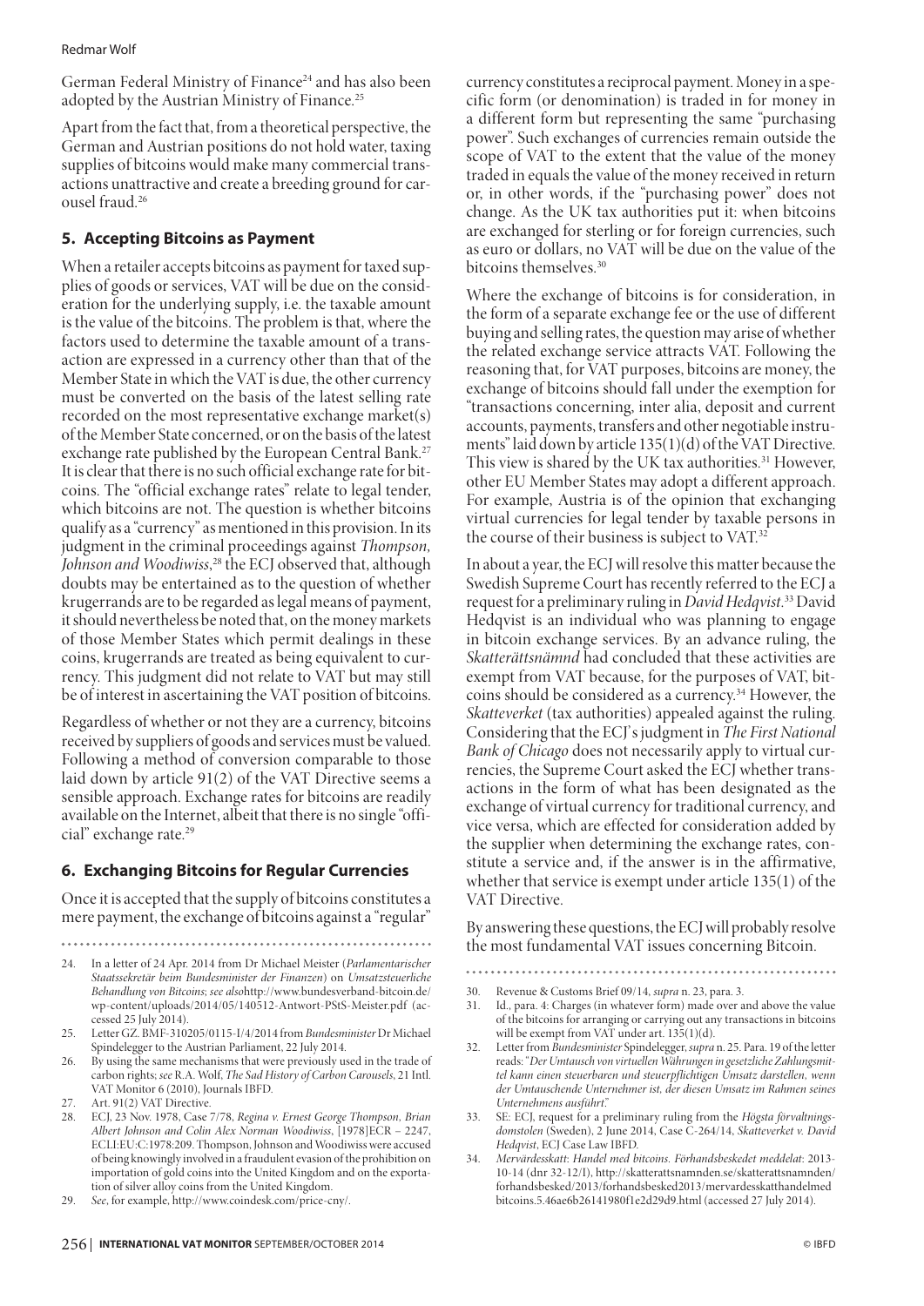German Federal Ministry of Finance[24] and has also been adopted by the Austrian Ministry of Finance.[25]

Apart from the fact that, from a theoretical perspective, the German and Austrian positions do not hold water, taxing supplies of bitcoins would make many commercial transactions unattractive and create a breeding ground for carousel fraud.[26]

## 5. Accepting Bitcoins as Payment

When a retailer accepts bitcoins as payment for taxed supplies of goods or services, VAT will be due on the consideration for the underlying supply, i.e. the taxable amount is the value of the bitcoins. The problem is that, where the factors used to determine the taxable amount of a transaction are expressed in a currency other than that of the Member State in which the VAT is due, the other currency must be converted on the basis of the latest selling rate recorded on the most representative exchange market(s) of the Member State concerned, or on the basis of the latest exchange rate published by the European Central Bank.[27] It is clear that there is no such official exchange rate for bitcoins. The "official exchange rates" relate to legal tender, which bitcoins are not. The question is whether bitcoins qualify as a "currency" as mentioned in this provision. In its judgment in the criminal proceedings against *Thompson, Johnson and Woodiwiss*,[28] the ECJ observed that, although doubts may be entertained as to the question of whether krugerrands are to be regarded as legal means of payment, it should nevertheless be noted that, on the money markets of those Member States which permit dealings in these coins, krugerrands are treated as being equivalent to currency. This judgment did not relate to VAT but may still be of interest in ascertaining the VAT position of bitcoins.

Regardless of whether or not they are a currency, bitcoins received by suppliers of goods and services must be valued. Following a method of conversion comparable to those laid down by article 91(2) of the VAT Directive seems a sensible approach. Exchange rates for bitcoins are readily available on the Internet, albeit that there is no single "official" exchange rate.[29]

## 6. Exchanging Bitcoins for Regular Currencies

Once it is accepted that the supply of bitcoins constitutes a mere payment, the exchange of bitcoins against a "regular" currency constitutes a reciprocal payment. Money in a specific form (or denomination) is traded in for money in a different form but representing the same "purchasing power". Such exchanges of currencies remain outside the scope of VAT to the extent that the value of the money traded in equals the value of the money received in return or, in other words, if the "purchasing power" does not change. As the UK tax authorities put it: when bitcoins are exchanged for sterling or for foreign currencies, such as euro or dollars, no VAT will be due on the value of the bitcoins themselves.[30]

Where the exchange of bitcoins is for consideration, in the form of a separate exchange fee or the use of different buying and selling rates, the question may arise of whether the related exchange service attracts VAT. Following the reasoning that, for VAT purposes, bitcoins are money, the exchange of bitcoins should fall under the exemption for "transactions concerning, inter alia, deposit and current accounts, payments, transfers and other negotiable instruments" laid down by article 135(1)(d) of the VAT Directive. This view is shared by the UK tax authorities.[31] However, other EU Member States may adopt a different approach. For example, Austria is of the opinion that exchanging virtual currencies for legal tender by taxable persons in the course of their business is subject to VAT.[32]

In about a year, the ECJ will resolve this matter because the Swedish Supreme Court has recently referred to the ECJ a request for a preliminary ruling in *David Hedqvist*.[33] David Hedqvist is an individual who was planning to engage in bitcoin exchange services. By an advance ruling, the *Skatterättsnämnd* had concluded that these activities are exempt from VAT because, for the purposes of VAT, bitcoins should be considered as a currency.[34] However, the *Skatteverket* (tax authorities) appealed against the ruling. Considering that the ECJ's judgment in *The First National Bank of Chicago* does not necessarily apply to virtual currencies, the Supreme Court asked the ECJ whether transactions in the form of what has been designated as the exchange of virtual currency for traditional currency, and vice versa, which are effected for consideration added by the supplier when determining the exchange rates, constitute a service and, if the answer is in the affirmative, whether that service is exempt under article 135(1) of the VAT Directive.

By answering these questions, the ECJ will probably resolve the most fundamental VAT issues concerning Bitcoin.

---

24. In a letter of 24 Apr. 2014 from Dr Michael Meister (*Parlamentarischer Staatssekretär beim Bundesminister der Finanzen*) on *Umsatzsteuerliche Behandlung von Bitcoins*; *see also* http://www.bundesverband-bitcoin.de/wp-content/uploads/2014/05/140512-Antwort-PStS-Meister.pdf (accessed 25 July 2014).
25. Letter GZ. BMF-310205/0115-I/4/2014 from *Bundesminister* Dr Michael Spindelegger to the Austrian Parliament, 22 July 2014.
26. By using the same mechanisms that were previously used in the trade of carbon rights; *see* R.A. Wolf, *The Sad History of Carbon Carousels*, 21 Intl. VAT Monitor 6 (2010), Journals IBFD.
27. Art. 91(2) VAT Directive.
28. ECJ, 23 Nov. 1978, Case 7/78, *Regina v. Ernest George Thompson, Brian Albert Johnson and Colin Alex Norman Woodiwiss*, [1978]ECR – 2247, ECLI:EU:C:1978:209. Thompson, Johnson and Woodiwiss were accused of being knowingly involved in a fraudulent evasion of the prohibition on importation of gold coins into the United Kingdom and on the exportation of silver alloy coins from the United Kingdom.
29. *See*, for example, http://www.coindesk.com/price-cny/.
30. Revenue & Customs Brief 09/14, *supra* n. 23, para. 3.
31. Id., para. 4: Charges (in whatever form) made over and above the value of the bitcoins for arranging or carrying out any transactions in bitcoins will be exempt from VAT under art. 135(1)(d).
32. Letter from *Bundesminister* Spindelegger, *supra* n. 25. Para. 19 of the letter reads: "*Der Umtausch von virtuellen Währungen in gesetzliche Zahlungsmittel kann einen steuerbaren und steuerpflichtigen Umsatz darstellen, wenn der Umtauschende Unternehmer ist, der diesen Umsatz im Rahmen seines Unternehmens ausführt.*"
33. SE: ECJ, request for a preliminary ruling from the *Högsta förvaltningsdomstolen* (Sweden), 2 June 2014, Case C-264/14, *Skatteverket v. David Hedqvist*, ECJ Case Law IBFD.
34. *Mervärdesskatt: Handel med bitcoins. Förhandsbeskedet meddelat*: 2013-10-14 (dnr 32-12/I), http://skatterattsnamnden.se/skatterattsnamnden/forhandsbesked/2013/forhandsbesked2013/mervardesskatthandelmedbitcoins.5.46ae6b26141980f1e2d29d9.html (accessed 27 July 2014).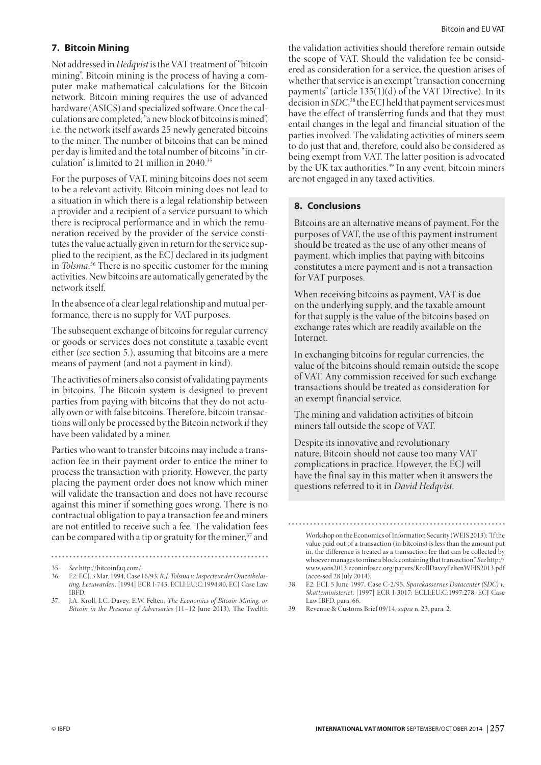## 7. Bitcoin Mining

Not addressed in *Hedqvist* is the VAT treatment of "bitcoin mining". Bitcoin mining is the process of having a computer make mathematical calculations for the Bitcoin network. Bitcoin mining requires the use of advanced hardware (ASICS) and specialized software. Once the calculations are completed, "a new block of bitcoins is mined", i.e. the network itself awards 25 newly generated bitcoins to the miner. The number of bitcoins that can be mined per day is limited and the total number of bitcoins "in circulation" is limited to 21 million in 2040.[35]

For the purposes of VAT, mining bitcoins does not seem to be a relevant activity. Bitcoin mining does not lead to a situation in which there is a legal relationship between a provider and a recipient of a service pursuant to which there is reciprocal performance and in which the remuneration received by the provider of the service constitutes the value actually given in return for the service supplied to the recipient, as the ECJ declared in its judgment in *Tolsma*.[36] There is no specific customer for the mining activities. New bitcoins are automatically generated by the network itself.

In the absence of a clear legal relationship and mutual performance, there is no supply for VAT purposes.

The subsequent exchange of bitcoins for regular currency or goods or services does not constitute a taxable event either (*see* section 5.), assuming that bitcoins are a mere means of payment (and not a payment in kind).

The activities of miners also consist of validating payments in bitcoins. The Bitcoin system is designed to prevent parties from paying with bitcoins that they do not actually own or with false bitcoins. Therefore, bitcoin transactions will only be processed by the Bitcoin network if they have been validated by a miner.

Parties who want to transfer bitcoins may include a transaction fee in their payment order to entice the miner to process the transaction with priority. However, the party placing the payment order does not know which miner will validate the transaction and does not have recourse against this miner if something goes wrong. There is no contractual obligation to pay a transaction fee and miners are not entitled to receive such a fee. The validation fees can be compared with a tip or gratuity for the miner,[37] and the validation activities should therefore remain outside the scope of VAT. Should the validation fee be considered as consideration for a service, the question arises of whether that service is an exempt "transaction concerning payments" (article 135(1)(d) of the VAT Directive). In its decision in *SDC*,[38] the ECJ held that payment services must have the effect of transferring funds and that they must entail changes in the legal and financial situation of the parties involved. The validating activities of miners seem to do just that and, therefore, could also be considered as being exempt from VAT. The latter position is advocated by the UK tax authorities.[39] In any event, bitcoin miners are not engaged in any taxed activities.

## 8. Conclusions

Bitcoins are an alternative means of payment. For the purposes of VAT, the use of this payment instrument should be treated as the use of any other means of payment, which implies that paying with bitcoins constitutes a mere payment and is not a transaction for VAT purposes.

When receiving bitcoins as payment, VAT is due on the underlying supply, and the taxable amount for that supply is the value of the bitcoins based on exchange rates which are readily available on the Internet.

In exchanging bitcoins for regular currencies, the value of the bitcoins should remain outside the scope of VAT. Any commission received for such exchange transactions should be treated as consideration for an exempt financial service.

The mining and validation activities of bitcoin miners fall outside the scope of VAT.

Despite its innovative and revolutionary nature, Bitcoin should not cause too many VAT complications in practice. However, the ECJ will have the final say in this matter when it answers the questions referred to it in *David Hedqvist*.

---

35. *See* http://bitcoinfaq.com/.
36. E2: ECJ, 3 Mar. 1994, Case 16/93, *R.J. Tolsma v. Inspecteur der Omzetbelasting, Leeuwarden*, [1994] ECR I-743; ECLI:EU:C:1994:80, ECJ Case Law IBFD.
37. J.A. Kroll, I.C. Davey, E.W. Felten, *The Economics of Bitcoin Mining, or Bitcoin in the Presence of Adversaries* (11–12 June 2013), The Twelfth Workshop on the Economics of Information Security (WEIS 2013): "If the value paid out of a transaction (in bitcoins) is less than the amount put in, the difference is treated as a transaction fee that can be collected by whoever manages to mine a block containing that transaction." *See* http://www.weis2013.econinfosec.org/papers/KrollDaveyFeltenWEIS2013.pdf (accessed 28 July 2014).
38. E2: ECJ, 5 June 1997, Case C-2/95, *Sparekassernes Datacenter (SDC) v. Skatteministeriet*, [1997] ECR I-3017; ECLI:EU:C:1997:278, ECJ Case Law IBFD, para. 66.
39. Revenue & Customs Brief 09/14, *supra* n. 23, para. 2.